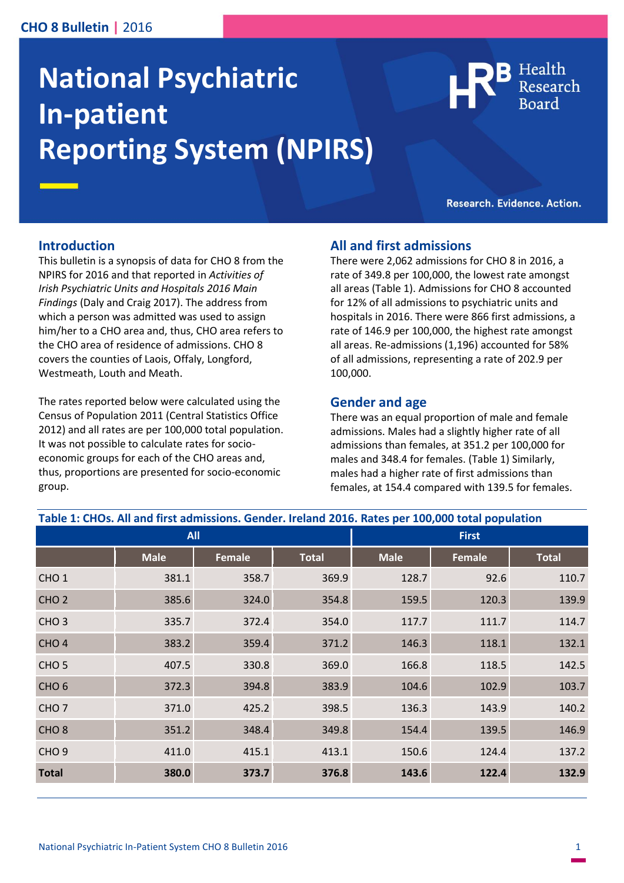# National Psychiatric In-patient Reporting System (NPIRS)

Research. Evidence. Action.

## Introduction

This bulletin is a synopsis of data for CHO 8 from the NPIRS for 2016 and that reported in *Activities of Irish Psychiatric Units and Hospitals 2016 Main Findings* (Daly and Craig 2017). The address from which a person was admitted was used to assign him/her to a CHO area and, thus, CHO area refers to the CHO area of residence of admissions. CHO 8 covers the counties of Laois, Offaly, Longford, Westmeath, Louth and Meath.

The rates reported below were calculated using the Census of Population 2011 (Central Statistics Office 2012) and all rates are per 100,000 total population. It was not possible to calculate rates for socio-economic groups for each of the CHO areas and, thus, proportions are presented for socio-economic group.

## All and first admissions

There were 2,062 admissions for CHO 8 in 2016, a rate of 349.8 per 100,000, the lowest rate amongst all areas (Table 1). Admissions for CHO 8 accounted for 12% of all admissions to psychiatric units and hospitals in 2016. There were 866 first admissions, a rate of 146.9 per 100,000, the highest rate amongst all areas. Re-admissions (1,196) accounted for 58% of all admissions, representing a rate of 202.9 per 100,000.

## Gender and age

There was an equal proportion of male and female admissions. Males had a slightly higher rate of all admissions than females, at 351.2 per 100,000 for males and 348.4 for females. (Table 1) Similarly, males had a higher rate of first admissions than females, at 154.4 compared with 139.5 for females.

**Table 1: CHOs. All and first admissions. Gender. Ireland 2016. Rates per 100,000 total population**

| | All | | | First | | |
|---|---|---|---|---|---|---|
| | Male | Female | Total | Male | Female | Total |
| CHO 1 | 381.1 | 358.7 | 369.9 | 128.7 | 92.6 | 110.7 |
| CHO 2 | 385.6 | 324.0 | 354.8 | 159.5 | 120.3 | 139.9 |
| CHO 3 | 335.7 | 372.4 | 354.0 | 117.7 | 111.7 | 114.7 |
| CHO 4 | 383.2 | 359.4 | 371.2 | 146.3 | 118.1 | 132.1 |
| CHO 5 | 407.5 | 330.8 | 369.0 | 166.8 | 118.5 | 142.5 |
| CHO 6 | 372.3 | 394.8 | 383.9 | 104.6 | 102.9 | 103.7 |
| CHO 7 | 371.0 | 425.2 | 398.5 | 136.3 | 143.9 | 140.2 |
| CHO 8 | 351.2 | 348.4 | 349.8 | 154.4 | 139.5 | 146.9 |
| CHO 9 | 411.0 | 415.1 | 413.1 | 150.6 | 124.4 | 137.2 |
| **Total** | **380.0** | **373.7** | **376.8** | **143.6** | **122.4** | **132.9** |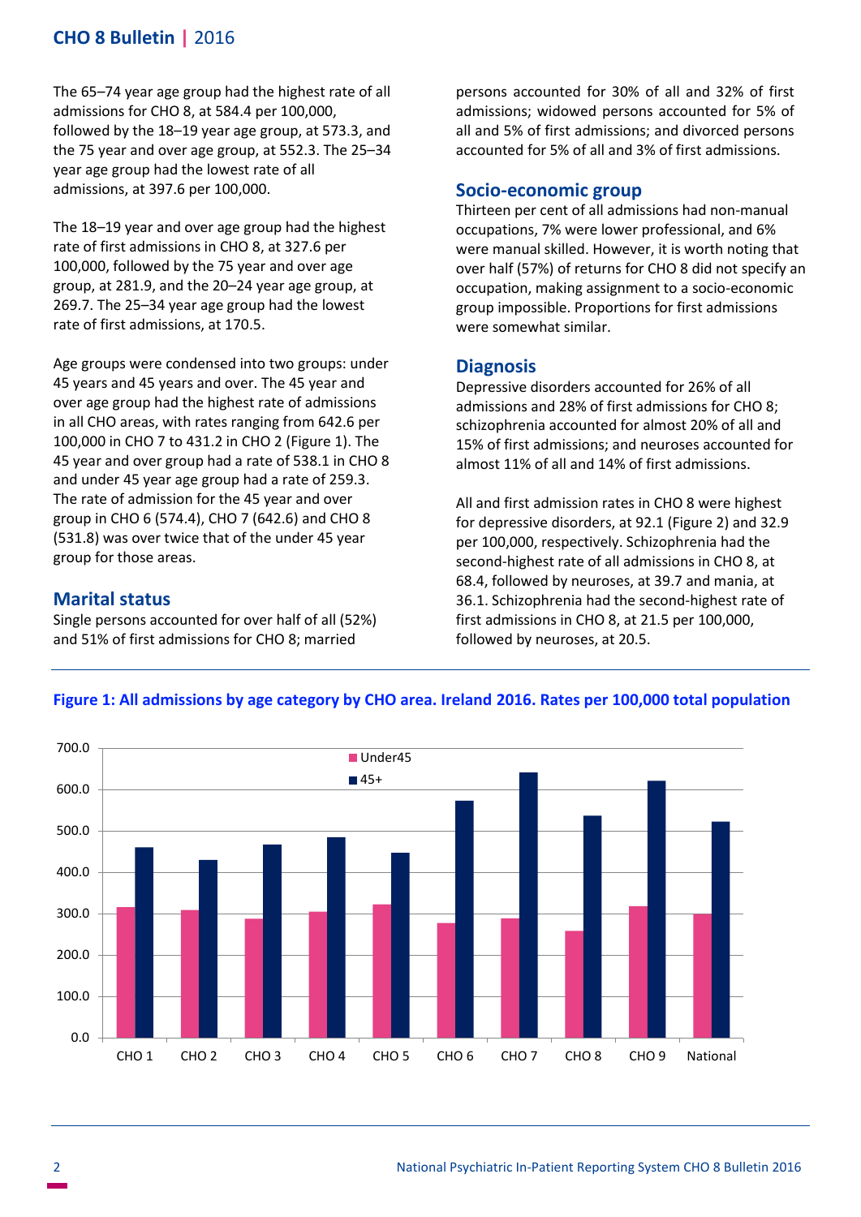The 65–74 year age group had the highest rate of all admissions for CHO 8, at 584.4 per 100,000, followed by the 18–19 year age group, at 573.3, and the 75 year and over age group, at 552.3. The 25–34 year age group had the lowest rate of all admissions, at 397.6 per 100,000.

The 18–19 year and over age group had the highest rate of first admissions in CHO 8, at 327.6 per 100,000, followed by the 75 year and over age group, at 281.9, and the 20–24 year age group, at 269.7. The 25–34 year age group had the lowest rate of first admissions, at 170.5.

Age groups were condensed into two groups: under 45 years and 45 years and over. The 45 year and over age group had the highest rate of admissions in all CHO areas, with rates ranging from 642.6 per 100,000 in CHO 7 to 431.2 in CHO 2 (Figure 1). The 45 year and over group had a rate of 538.1 in CHO 8 and under 45 year age group had a rate of 259.3. The rate of admission for the 45 year and over group in CHO 6 (574.4), CHO 7 (642.6) and CHO 8 (531.8) was over twice that of the under 45 year group for those areas.

## Marital status

Single persons accounted for over half of all (52%) and 51% of first admissions for CHO 8; married persons accounted for 30% of all and 32% of first admissions; widowed persons accounted for 5% of all and 5% of first admissions; and divorced persons accounted for 5% of all and 3% of first admissions.

## Socio-economic group

Thirteen per cent of all admissions had non-manual occupations, 7% were lower professional, and 6% were manual skilled. However, it is worth noting that over half (57%) of returns for CHO 8 did not specify an occupation, making assignment to a socio-economic group impossible. Proportions for first admissions were somewhat similar.

## Diagnosis

Depressive disorders accounted for 26% of all admissions and 28% of first admissions for CHO 8; schizophrenia accounted for almost 20% of all and 15% of first admissions; and neuroses accounted for almost 11% of all and 14% of first admissions.

All and first admission rates in CHO 8 were highest for depressive disorders, at 92.1 (Figure 2) and 32.9 per 100,000, respectively. Schizophrenia had the second-highest rate of all admissions in CHO 8, at 68.4, followed by neuroses, at 39.7 and mania, at 36.1. Schizophrenia had the second-highest rate of first admissions in CHO 8, at 21.5 per 100,000, followed by neuroses, at 20.5.

**Figure 1: All admissions by age category by CHO area. Ireland 2016. Rates per 100,000 total population**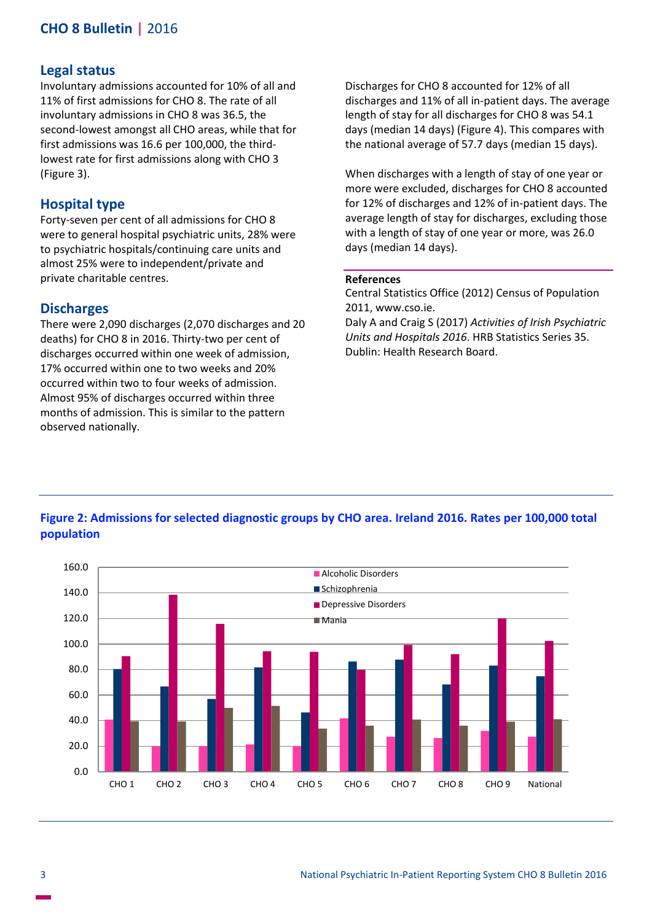## Legal status

Involuntary admissions accounted for 10% of all and 11% of first admissions for CHO 8. The rate of all involuntary admissions in CHO 8 was 36.5, the second-lowest amongst all CHO areas, while that for first admissions was 16.6 per 100,000, the third-lowest rate for first admissions along with CHO 3 (Figure 3).

## Hospital type

Forty-seven per cent of all admissions for CHO 8 were to general hospital psychiatric units, 28% were to psychiatric hospitals/continuing care units and almost 25% were to independent/private and private charitable centres.

## Discharges

There were 2,090 discharges (2,070 discharges and 20 deaths) for CHO 8 in 2016. Thirty-two per cent of discharges occurred within one week of admission, 17% occurred within one to two weeks and 20% occurred within two to four weeks of admission. Almost 95% of discharges occurred within three months of admission. This is similar to the pattern observed nationally.

Discharges for CHO 8 accounted for 12% of all discharges and 11% of all in-patient days. The average length of stay for all discharges for CHO 8 was 54.1 days (median 14 days) (Figure 4). This compares with the national average of 57.7 days (median 15 days).

When discharges with a length of stay of one year or more were excluded, discharges for CHO 8 accounted for 12% of discharges and 12% of in-patient days. The average length of stay for discharges, excluding those with a length of stay of one year or more, was 26.0 days (median 14 days).

### References

Central Statistics Office (2012) Census of Population 2011, www.cso.ie.

Daly A and Craig S (2017) *Activities of Irish Psychiatric Units and Hospitals 2016*. HRB Statistics Series 35. Dublin: Health Research Board.

**Figure 2: Admissions for selected diagnostic groups by CHO area. Ireland 2016. Rates per 100,000 total population**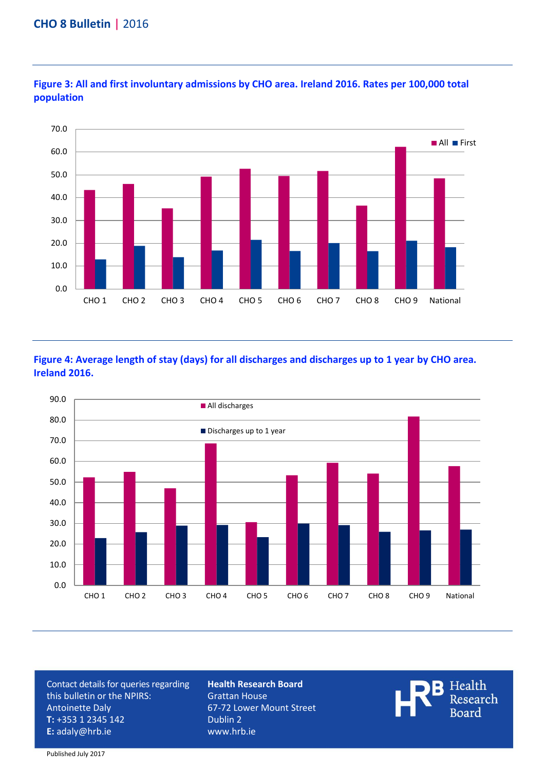**Figure 3: All and first involuntary admissions by CHO area. Ireland 2016. Rates per 100,000 total population**

70.0
60.0
50.0
40.0
30.0
20.0
10.0
0.0

All
First

CHO 1
CHO 2
CHO 3
CHO 4
CHO 5
CHO 6
CHO 7
CHO 8
CHO 9
National

**Figure 4: Average length of stay (days) for all discharges and discharges up to 1 year by CHO area. Ireland 2016.**

90.0
80.0
70.0
60.0
50.0
40.0
30.0
20.0
10.0
0.0

All discharges
Discharges up to 1 year

CHO 1
CHO 2
CHO 3
CHO 4
CHO 5
CHO 6
CHO 7
CHO 8
CHO 9
National

Contact details for queries regarding this bulletin or the NPIRS:
Antoinette Daly
**T:** +353 1 2345 142
**E:** adaly@hrb.ie

**Health Research Board**
Grattan House
67-72 Lower Mount Street
Dublin 2
www.hrb.ie

HRB Health Research Board

Published July 2017